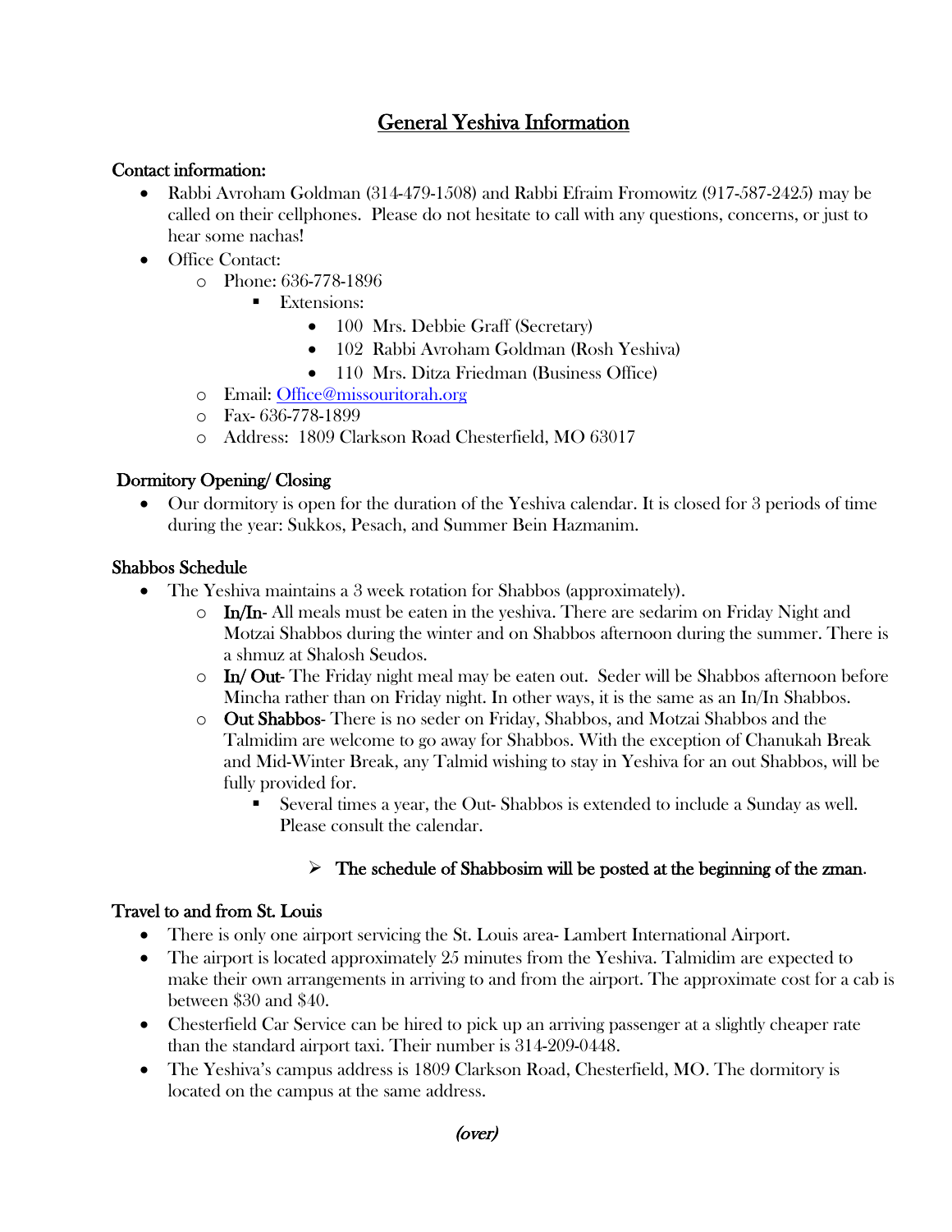# General Yeshiva Information

**Contact information:**

- Rabbi Avroham Goldman (314-479-1508) and Rabbi Efraim Fromowitz (917-587-2425) may be called on their cellphones. Please do not hesitate to call with any questions, concerns, or just to hear some nachas!
- Office Contact:
  - Phone: 636-778-1896
    - Extensions:
      - 100 Mrs. Debbie Graff (Secretary)
      - 102 Rabbi Avroham Goldman (Rosh Yeshiva)
      - 110 Mrs. Ditza Friedman (Business Office)
  - Email: Office@missouritorah.org
  - Fax- 636-778-1899
  - Address: 1809 Clarkson Road Chesterfield, MO 63017

**Dormitory Opening/ Closing**

- Our dormitory is open for the duration of the Yeshiva calendar. It is closed for 3 periods of time during the year: Sukkos, Pesach, and Summer Bein Hazmanim.

**Shabbos Schedule**

- The Yeshiva maintains a 3 week rotation for Shabbos (approximately).
  - **In/In**- All meals must be eaten in the yeshiva. There are sedarim on Friday Night and Motzai Shabbos during the winter and on Shabbos afternoon during the summer. There is a shmuz at Shalosh Seudos.
  - **In/ Out**- The Friday night meal may be eaten out. Seder will be Shabbos afternoon before Mincha rather than on Friday night. In other ways, it is the same as an In/In Shabbos.
  - **Out Shabbos**- There is no seder on Friday, Shabbos, and Motzai Shabbos and the Talmidim are welcome to go away for Shabbos. With the exception of Chanukah Break and Mid-Winter Break, any Talmid wishing to stay in Yeshiva for an out Shabbos, will be fully provided for.
    - Several times a year, the Out- Shabbos is extended to include a Sunday as well. Please consult the calendar.

➢ **The schedule of Shabbosim will be posted at the beginning of the zman.**

**Travel to and from St. Louis**

- There is only one airport servicing the St. Louis area- Lambert International Airport.
- The airport is located approximately 25 minutes from the Yeshiva. Talmidim are expected to make their own arrangements in arriving to and from the airport. The approximate cost for a cab is between $30 and $40.
- Chesterfield Car Service can be hired to pick up an arriving passenger at a slightly cheaper rate than the standard airport taxi. Their number is 314-209-0448.
- The Yeshiva's campus address is 1809 Clarkson Road, Chesterfield, MO. The dormitory is located on the campus at the same address.

*(over)*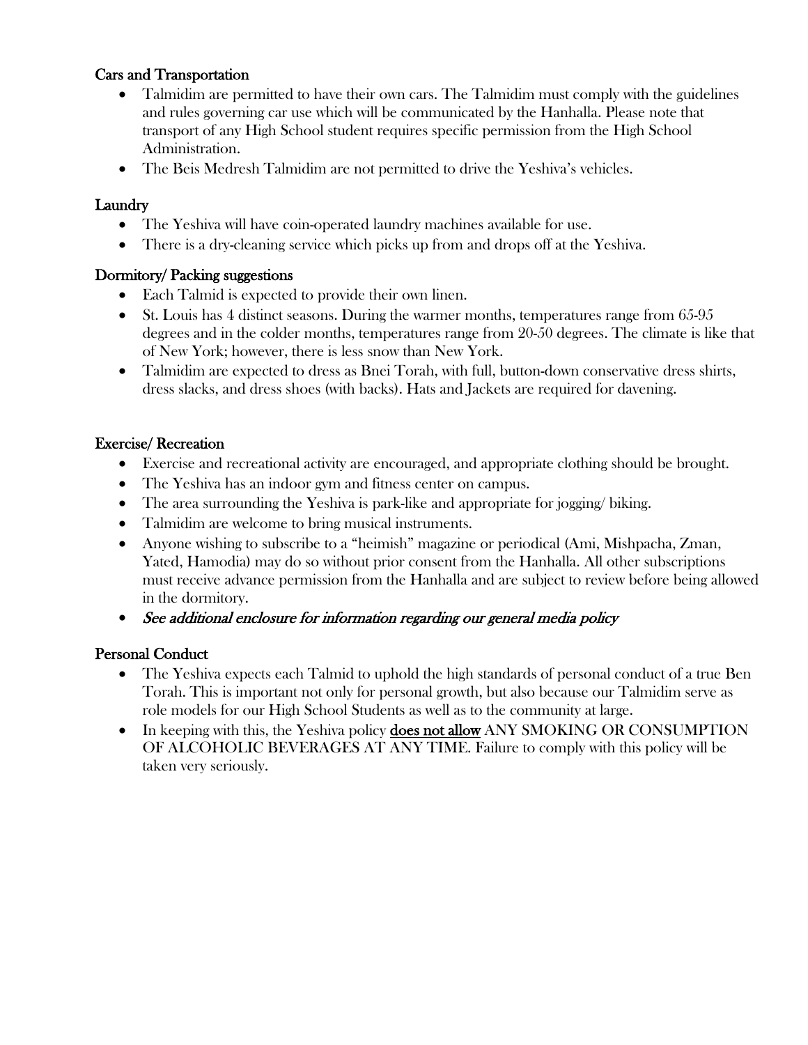### Cars and Transportation

- Talmidim are permitted to have their own cars. The Talmidim must comply with the guidelines and rules governing car use which will be communicated by the Hanhalla. Please note that transport of any High School student requires specific permission from the High School Administration.
- The Beis Medresh Talmidim are not permitted to drive the Yeshiva's vehicles.

### Laundry

- The Yeshiva will have coin-operated laundry machines available for use.
- There is a dry-cleaning service which picks up from and drops off at the Yeshiva.

### Dormitory/ Packing suggestions

- Each Talmid is expected to provide their own linen.
- St. Louis has 4 distinct seasons. During the warmer months, temperatures range from 65-95 degrees and in the colder months, temperatures range from 20-50 degrees. The climate is like that of New York; however, there is less snow than New York.
- Talmidim are expected to dress as Bnei Torah, with full, button-down conservative dress shirts, dress slacks, and dress shoes (with backs). Hats and Jackets are required for davening.

### Exercise/ Recreation

- Exercise and recreational activity are encouraged, and appropriate clothing should be brought.
- The Yeshiva has an indoor gym and fitness center on campus.
- The area surrounding the Yeshiva is park-like and appropriate for jogging/ biking.
- Talmidim are welcome to bring musical instruments.
- Anyone wishing to subscribe to a "heimish" magazine or periodical (Ami, Mishpacha, Zman, Yated, Hamodia) may do so without prior consent from the Hanhalla. All other subscriptions must receive advance permission from the Hanhalla and are subject to review before being allowed in the dormitory.
- *See additional enclosure for information regarding our general media policy*

### Personal Conduct

- The Yeshiva expects each Talmid to uphold the high standards of personal conduct of a true Ben Torah. This is important not only for personal growth, but also because our Talmidim serve as role models for our High School Students as well as to the community at large.
- In keeping with this, the Yeshiva policy <u>does not allow</u> ANY SMOKING OR CONSUMPTION OF ALCOHOLIC BEVERAGES AT ANY TIME. Failure to comply with this policy will be taken very seriously.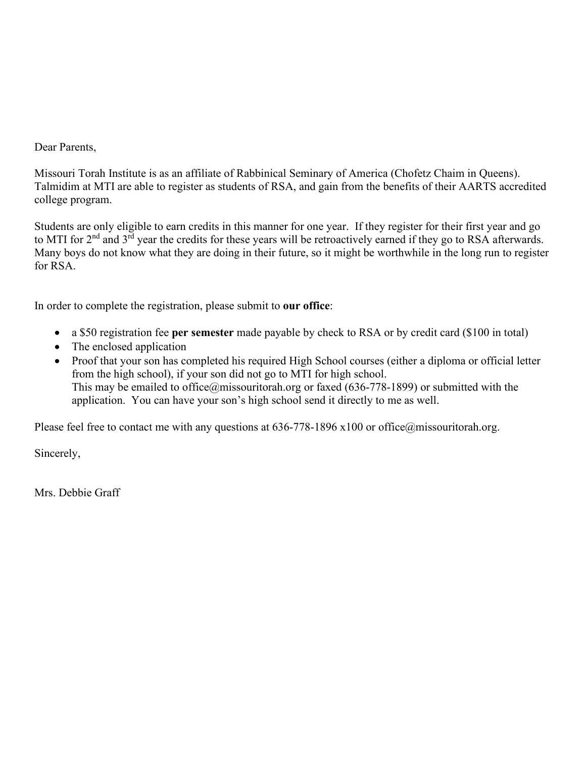Dear Parents,

Missouri Torah Institute is as an affiliate of Rabbinical Seminary of America (Chofetz Chaim in Queens). Talmidim at MTI are able to register as students of RSA, and gain from the benefits of their AARTS accredited college program.

Students are only eligible to earn credits in this manner for one year. If they register for their first year and go to MTI for 2nd and 3rd year the credits for these years will be retroactively earned if they go to RSA afterwards. Many boys do not know what they are doing in their future, so it might be worthwhile in the long run to register for RSA.

In order to complete the registration, please submit to **our office**:

- a $50 registration fee **per semester** made payable by check to RSA or by credit card ($100 in total)
- The enclosed application
- Proof that your son has completed his required High School courses (either a diploma or official letter from the high school), if your son did not go to MTI for high school.
  This may be emailed to office@missouritorah.org or faxed (636-778-1899) or submitted with the application. You can have your son's high school send it directly to me as well.

Please feel free to contact me with any questions at 636-778-1896 x100 or office@missouritorah.org.

Sincerely,

Mrs. Debbie Graff